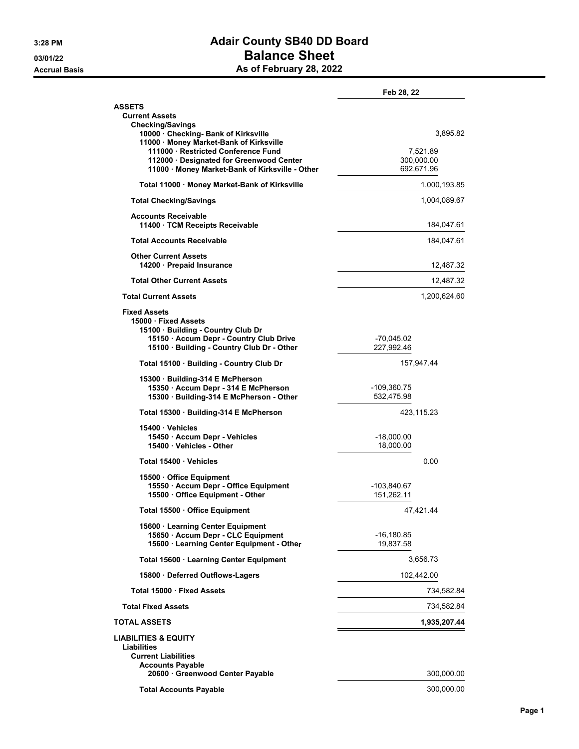# Adair County SB40 DD Board
## Balance Sheet
### As of February 28, 2022

3:28 PM
03/01/22
Accrual Basis

| | | Feb 28, 22 |
|---|---|---|
| **ASSETS** | | |
| **Current Assets** | | |
| **Checking/Savings** | | |
| 10000 · Checking- Bank of Kirksville | | 3,895.82 |
| 11000 · Money Market-Bank of Kirksville | | |
| 111000 · Restricted Conference Fund | 7,521.89 | |
| 112000 · Designated for Greenwood Center | 300,000.00 | |
| 11000 · Money Market-Bank of Kirksville - Other | 692,671.96 | |
| **Total 11000 · Money Market-Bank of Kirksville** | | 1,000,193.85 |
| **Total Checking/Savings** | | 1,004,089.67 |
| **Accounts Receivable** | | |
| 11400 · TCM Receipts Receivable | | 184,047.61 |
| **Total Accounts Receivable** | | 184,047.61 |
| **Other Current Assets** | | |
| 14200 · Prepaid Insurance | | 12,487.32 |
| **Total Other Current Assets** | | 12,487.32 |
| **Total Current Assets** | | 1,200,624.60 |
| **Fixed Assets** | | |
| 15000 · Fixed Assets | | |
| 15100 · Building - Country Club Dr | | |
| 15150 · Accum Depr - Country Club Drive | -70,045.02 | |
| 15100 · Building - Country Club Dr - Other | 227,992.46 | |
| **Total 15100 · Building - Country Club Dr** | 157,947.44 | |
| 15300 · Building-314 E McPherson | | |
| 15350 · Accum Depr - 314 E McPherson | -109,360.75 | |
| 15300 · Building-314 E McPherson - Other | 532,475.98 | |
| **Total 15300 · Building-314 E McPherson** | 423,115.23 | |
| 15400 · Vehicles | | |
| 15450 · Accum Depr - Vehicles | -18,000.00 | |
| 15400 · Vehicles - Other | 18,000.00 | |
| **Total 15400 · Vehicles** | 0.00 | |
| 15500 · Office Equipment | | |
| 15550 · Accum Depr - Office Equipment | -103,840.67 | |
| 15500 · Office Equipment - Other | 151,262.11 | |
| **Total 15500 · Office Equipment** | 47,421.44 | |
| 15600 · Learning Center Equipment | | |
| 15650 · Accum Depr - CLC Equipment | -16,180.85 | |
| 15600 · Learning Center Equipment - Other | 19,837.58 | |
| **Total 15600 · Learning Center Equipment** | 3,656.73 | |
| 15800 · Deferred Outflows-Lagers | 102,442.00 | |
| **Total 15000 · Fixed Assets** | | 734,582.84 |
| **Total Fixed Assets** | | 734,582.84 |
| **TOTAL ASSETS** | | **1,935,207.44** |
| **LIABILITIES & EQUITY** | | |
| **Liabilities** | | |
| **Current Liabilities** | | |
| **Accounts Payable** | | |
| 20600 · Greenwood Center Payable | | 300,000.00 |
| **Total Accounts Payable** | | 300,000.00 |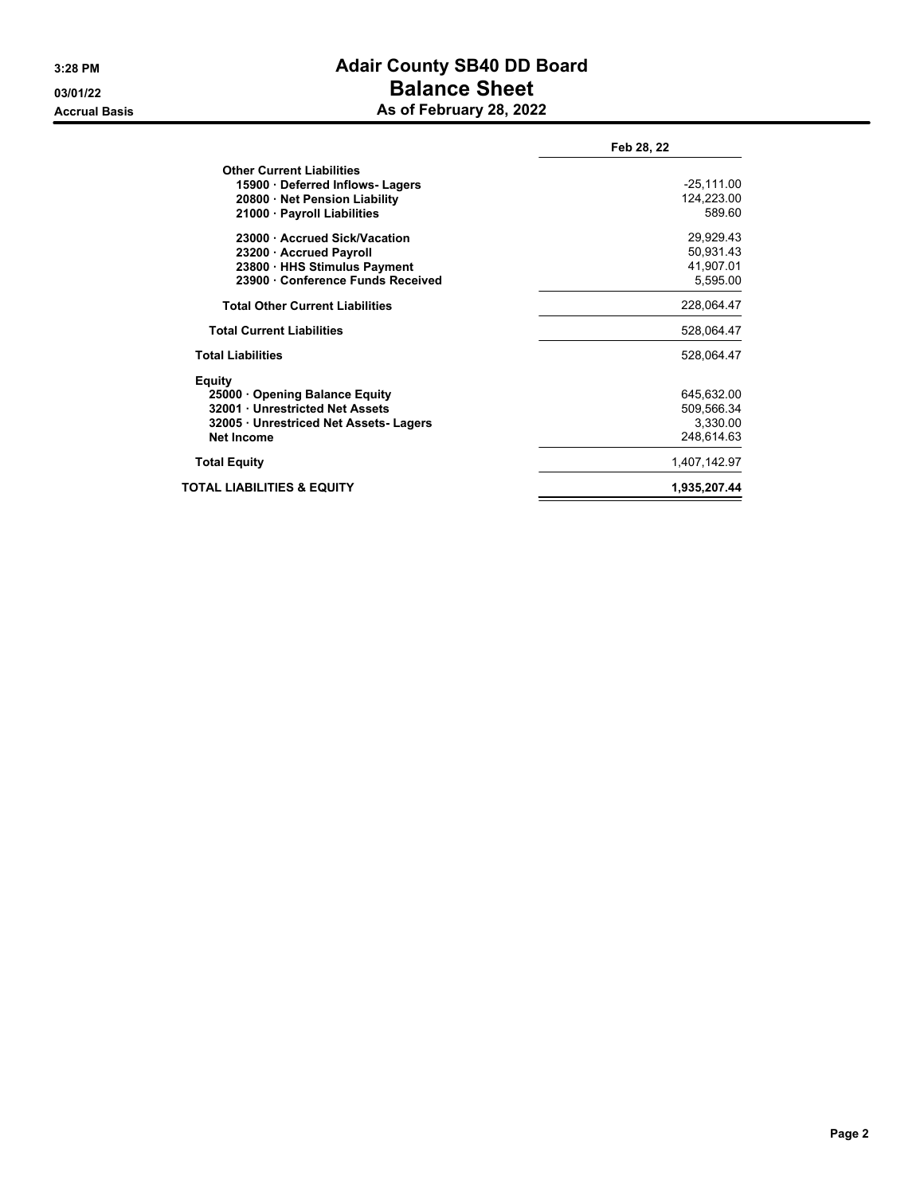# Adair County SB40 DD Board

## Balance Sheet

### As of February 28, 2022

3:28 PM
03/01/22
Accrual Basis

| | Feb 28, 22 |
|---|---|
| **Other Current Liabilities** | |
| **15900 · Deferred Inflows- Lagers** | -25,111.00 |
| **20800 · Net Pension Liability** | 124,223.00 |
| **21000 · Payroll Liabilities** | 589.60 |
| **23000 · Accrued Sick/Vacation** | 29,929.43 |
| **23200 · Accrued Payroll** | 50,931.43 |
| **23800 · HHS Stimulus Payment** | 41,907.01 |
| **23900 · Conference Funds Received** | 5,595.00 |
| **Total Other Current Liabilities** | 228,064.47 |
| **Total Current Liabilities** | 528,064.47 |
| **Total Liabilities** | 528,064.47 |
| **Equity** | |
| **25000 · Opening Balance Equity** | 645,632.00 |
| **32001 · Unrestricted Net Assets** | 509,566.34 |
| **32005 · Unrestriced Net Assets- Lagers** | 3,330.00 |
| **Net Income** | 248,614.63 |
| **Total Equity** | 1,407,142.97 |
| **TOTAL LIABILITIES & EQUITY** | **1,935,207.44** |